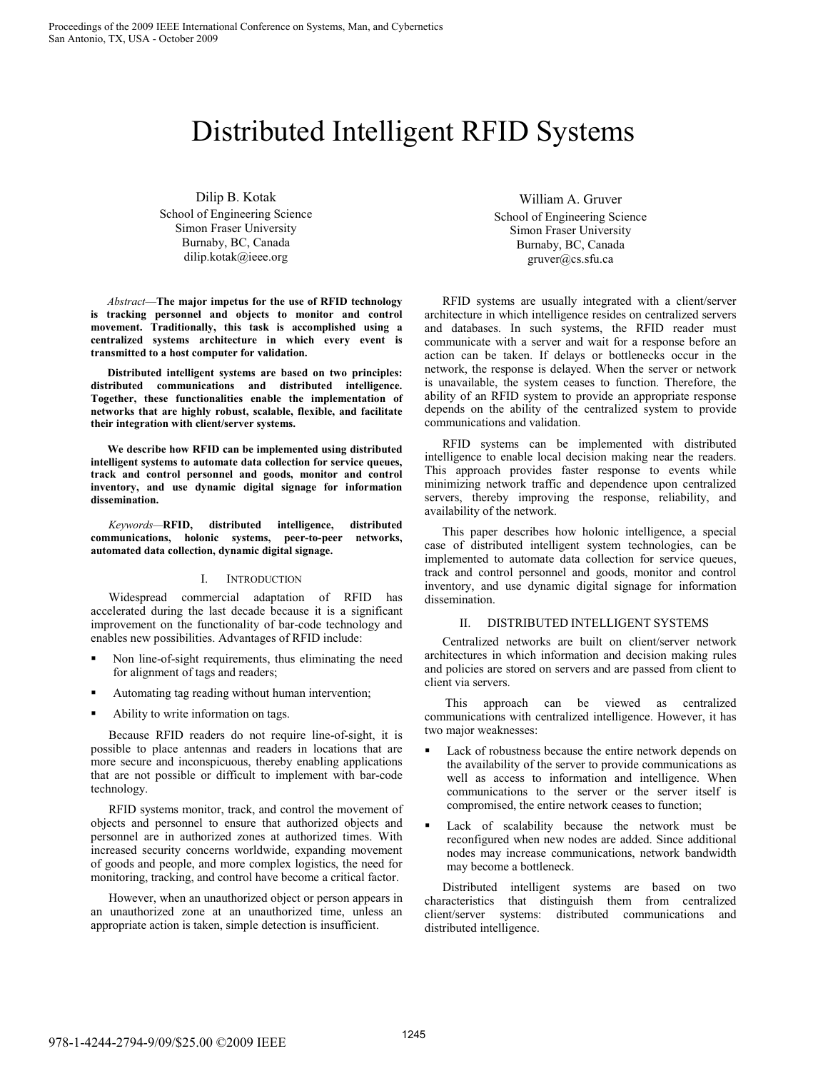# Distributed Intelligent RFID Systems

Dilip B. Kotak
School of Engineering Science
Simon Fraser University
Burnaby, BC, Canada
dilip.kotak@ieee.org

William A. Gruver
School of Engineering Science
Simon Fraser University
Burnaby, BC, Canada
gruver@cs.sfu.ca

*Abstract*—**The major impetus for the use of RFID technology is tracking personnel and objects to monitor and control movement. Traditionally, this task is accomplished using a centralized systems architecture in which every event is transmitted to a host computer for validation.**

**Distributed intelligent systems are based on two principles: distributed communications and distributed intelligence. Together, these functionalities enable the implementation of networks that are highly robust, scalable, flexible, and facilitate their integration with client/server systems.**

**We describe how RFID can be implemented using distributed intelligent systems to automate data collection for service queues, track and control personnel and goods, monitor and control inventory, and use dynamic digital signage for information dissemination.**

*Keywords*—**RFID, distributed intelligence, distributed communications, holonic systems, peer-to-peer networks, automated data collection, dynamic digital signage.**

## I. Introduction

Widespread commercial adaptation of RFID has accelerated during the last decade because it is a significant improvement on the functionality of bar-code technology and enables new possibilities. Advantages of RFID include:

- Non line-of-sight requirements, thus eliminating the need for alignment of tags and readers;
- Automating tag reading without human intervention;
- Ability to write information on tags.

Because RFID readers do not require line-of-sight, it is possible to place antennas and readers in locations that are more secure and inconspicuous, thereby enabling applications that are not possible or difficult to implement with bar-code technology.

RFID systems monitor, track, and control the movement of objects and personnel to ensure that authorized objects and personnel are in authorized zones at authorized times. With increased security concerns worldwide, expanding movement of goods and people, and more complex logistics, the need for monitoring, tracking, and control have become a critical factor.

However, when an unauthorized object or person appears in an unauthorized zone at an unauthorized time, unless an appropriate action is taken, simple detection is insufficient.

RFID systems are usually integrated with a client/server architecture in which intelligence resides on centralized servers and databases. In such systems, the RFID reader must communicate with a server and wait for a response before an action can be taken. If delays or bottlenecks occur in the network, the response is delayed. When the server or network is unavailable, the system ceases to function. Therefore, the ability of an RFID system to provide an appropriate response depends on the ability of the centralized system to provide communications and validation.

RFID systems can be implemented with distributed intelligence to enable local decision making near the readers. This approach provides faster response to events while minimizing network traffic and dependence upon centralized servers, thereby improving the response, reliability, and availability of the network.

This paper describes how holonic intelligence, a special case of distributed intelligent system technologies, can be implemented to automate data collection for service queues, track and control personnel and goods, monitor and control inventory, and use dynamic digital signage for information dissemination.

## II. Distributed Intelligent Systems

Centralized networks are built on client/server network architectures in which information and decision making rules and policies are stored on servers and are passed from client to client via servers.

This approach can be viewed as centralized communications with centralized intelligence. However, it has two major weaknesses:

- Lack of robustness because the entire network depends on the availability of the server to provide communications as well as access to information and intelligence. When communications to the server or the server itself is compromised, the entire network ceases to function;
- Lack of scalability because the network must be reconfigured when new nodes are added. Since additional nodes may increase communications, network bandwidth may become a bottleneck.

Distributed intelligent systems are based on two characteristics that distinguish them from centralized client/server systems: distributed communications and distributed intelligence.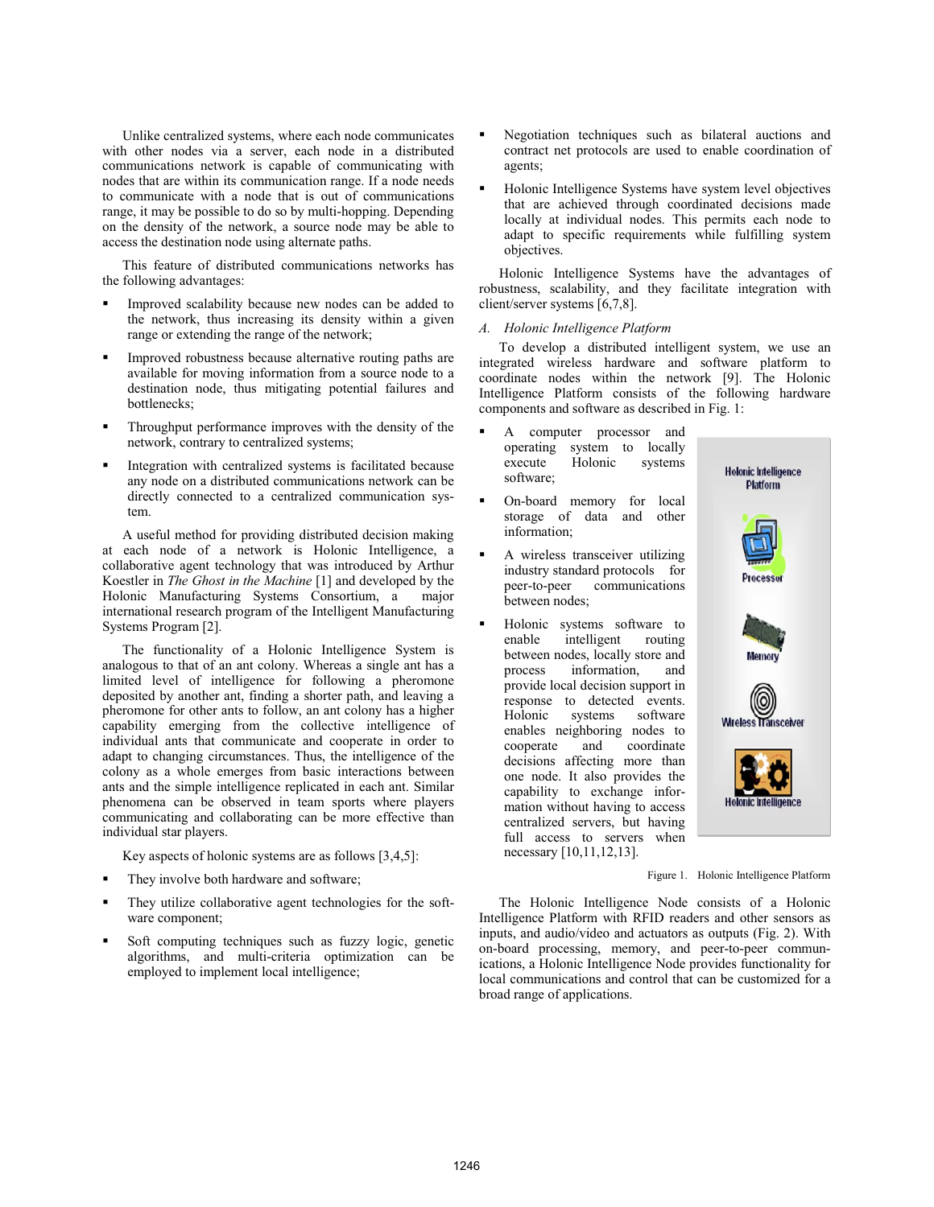Unlike centralized systems, where each node communicates with other nodes via a server, each node in a distributed communications network is capable of communicating with nodes that are within its communication range. If a node needs to communicate with a node that is out of communications range, it may be possible to do so by multi-hopping. Depending on the density of the network, a source node may be able to access the destination node using alternate paths.

This feature of distributed communications networks has the following advantages:

- Improved scalability because new nodes can be added to the network, thus increasing its density within a given range or extending the range of the network;
- Improved robustness because alternative routing paths are available for moving information from a source node to a destination node, thus mitigating potential failures and bottlenecks;
- Throughput performance improves with the density of the network, contrary to centralized systems;
- Integration with centralized systems is facilitated because any node on a distributed communications network can be directly connected to a centralized communication system.

A useful method for providing distributed decision making at each node of a network is Holonic Intelligence, a collaborative agent technology that was introduced by Arthur Koestler in *The Ghost in the Machine* [1] and developed by the Holonic Manufacturing Systems Consortium, a major international research program of the Intelligent Manufacturing Systems Program [2].

The functionality of a Holonic Intelligence System is analogous to that of an ant colony. Whereas a single ant has a limited level of intelligence for following a pheromone deposited by another ant, finding a shorter path, and leaving a pheromone for other ants to follow, an ant colony has a higher capability emerging from the collective intelligence of individual ants that communicate and cooperate in order to adapt to changing circumstances. Thus, the intelligence of the colony as a whole emerges from basic interactions between ants and the simple intelligence replicated in each ant. Similar phenomena can be observed in team sports where players communicating and collaborating can be more effective than individual star players.

Key aspects of holonic systems are as follows [3,4,5]:

- They involve both hardware and software;
- They utilize collaborative agent technologies for the software component;
- Soft computing techniques such as fuzzy logic, genetic algorithms, and multi-criteria optimization can be employed to implement local intelligence;
- Negotiation techniques such as bilateral auctions and contract net protocols are used to enable coordination of agents;
- Holonic Intelligence Systems have system level objectives that are achieved through coordinated decisions made locally at individual nodes. This permits each node to adapt to specific requirements while fulfilling system objectives.

Holonic Intelligence Systems have the advantages of robustness, scalability, and they facilitate integration with client/server systems [6,7,8].

### *A. Holonic Intelligence Platform*

To develop a distributed intelligent system, we use an integrated wireless hardware and software platform to coordinate nodes within the network [9]. The Holonic Intelligence Platform consists of the following hardware components and software as described in Fig. 1:

- A computer processor and operating system to locally execute Holonic systems software;
- On-board memory for local storage of data and other information;
- A wireless transceiver utilizing industry standard protocols for peer-to-peer communications between nodes;
- Holonic systems software to enable intelligent routing between nodes, locally store and process information, and provide local decision support in response to detected events. Holonic systems software enables neighboring nodes to cooperate and coordinate decisions affecting more than one node. It also provides the capability to exchange information without having to access centralized servers, but having full access to servers when necessary [10,11,12,13].

Holonic Intelligence Platform

Processor

Memory

Wireless Transceiver

Holonic Intelligence

Figure 1. Holonic Intelligence Platform

The Holonic Intelligence Node consists of a Holonic Intelligence Platform with RFID readers and other sensors as inputs, and audio/video and actuators as outputs (Fig. 2). With on-board processing, memory, and peer-to-peer communications, a Holonic Intelligence Node provides functionality for local communications and control that can be customized for a broad range of applications.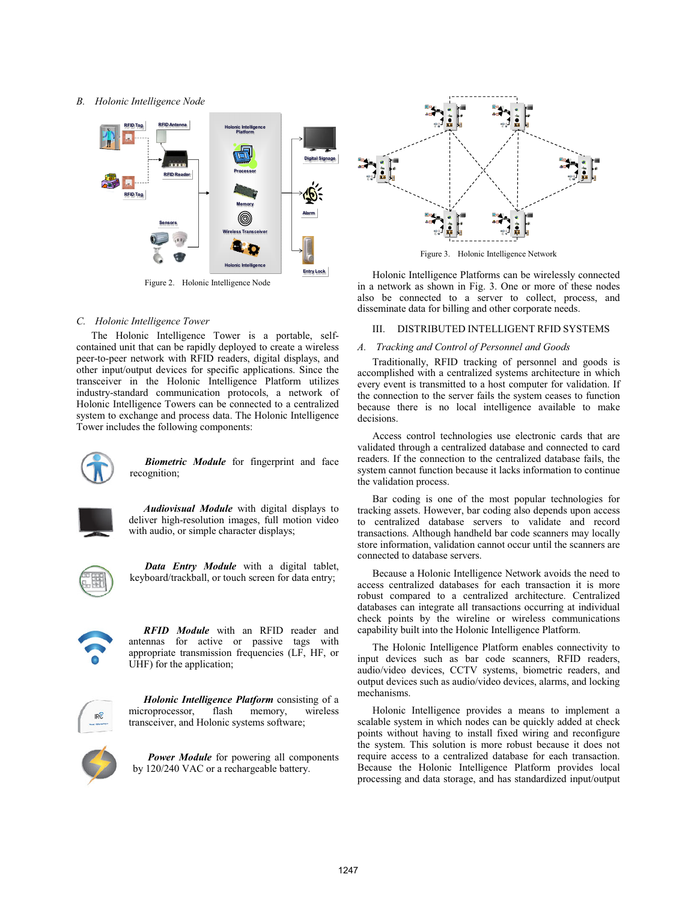### B. Holonic Intelligence Node

RFID Tag
RFID Antenna
RFID Reader
RFID Tag
Sensors
Holonic Intelligence Platform
Processor
Memory
Wireless Transceiver
Holonic Intelligence
Digital Signage
Alarm
Entry Lock

Figure 2. Holonic Intelligence Node

### C. Holonic Intelligence Tower

The Holonic Intelligence Tower is a portable, self-contained unit that can be rapidly deployed to create a wireless peer-to-peer network with RFID readers, digital displays, and other input/output devices for specific applications. Since the transceiver in the Holonic Intelligence Platform utilizes industry-standard communication protocols, a network of Holonic Intelligence Towers can be connected to a centralized system to exchange and process data. The Holonic Intelligence Tower includes the following components:

***Biometric Module*** for fingerprint and face recognition;

***Audiovisual Module*** with digital displays to deliver high-resolution images, full motion video with audio, or simple character displays;

***Data Entry Module*** with a digital tablet, keyboard/trackball, or touch screen for data entry;

***RFID Module*** with an RFID reader and antennas for active or passive tags with appropriate transmission frequencies (LF, HF, or UHF) for the application;

***Holonic Intelligence Platform*** consisting of a microprocessor, flash memory, wireless transceiver, and Holonic systems software;

***Power Module*** for powering all components by 120/240 VAC or a rechargeable battery.

Figure 3. Holonic Intelligence Network

Holonic Intelligence Platforms can be wirelessly connected in a network as shown in Fig. 3. One or more of these nodes also be connected to a server to collect, process, and disseminate data for billing and other corporate needs.

## III. DISTRIBUTED INTELLIGENT RFID SYSTEMS

### A. Tracking and Control of Personnel and Goods

Traditionally, RFID tracking of personnel and goods is accomplished with a centralized systems architecture in which every event is transmitted to a host computer for validation. If the connection to the server fails the system ceases to function because there is no local intelligence available to make decisions.

Access control technologies use electronic cards that are validated through a centralized database and connected to card readers. If the connection to the centralized database fails, the system cannot function because it lacks information to continue the validation process.

Bar coding is one of the most popular technologies for tracking assets. However, bar coding also depends upon access to centralized database servers to validate and record transactions. Although handheld bar code scanners may locally store information, validation cannot occur until the scanners are connected to database servers.

Because a Holonic Intelligence Network avoids the need to access centralized databases for each transaction it is more robust compared to a centralized architecture. Centralized databases can integrate all transactions occurring at individual check points by the wireline or wireless communications capability built into the Holonic Intelligence Platform.

The Holonic Intelligence Platform enables connectivity to input devices such as bar code scanners, RFID readers, audio/video devices, CCTV systems, biometric readers, and output devices such as audio/video devices, alarms, and locking mechanisms.

Holonic Intelligence provides a means to implement a scalable system in which nodes can be quickly added at check points without having to install fixed wiring and reconfigure the system. This solution is more robust because it does not require access to a centralized database for each transaction. Because the Holonic Intelligence Platform provides local processing and data storage, and has standardized input/output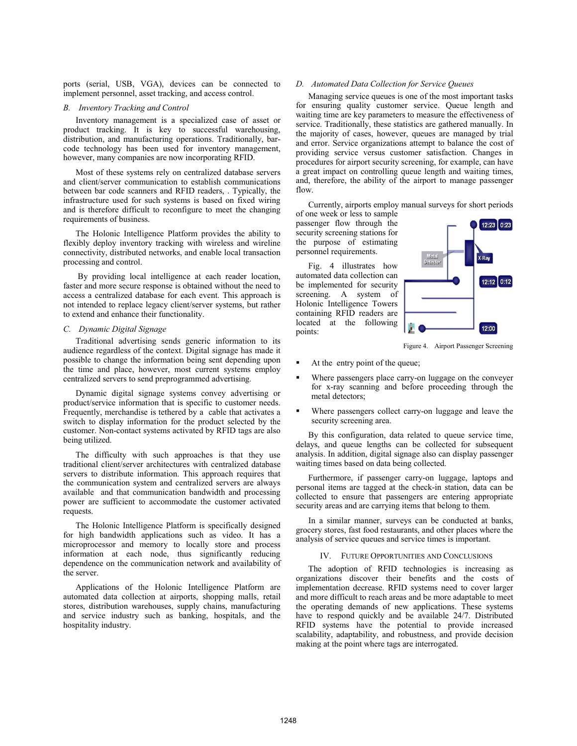ports (serial, USB, VGA), devices can be connected to implement personnel, asset tracking, and access control.

### *B. Inventory Tracking and Control*

Inventory management is a specialized case of asset or product tracking. It is key to successful warehousing, distribution, and manufacturing operations. Traditionally, bar-code technology has been used for inventory management, however, many companies are now incorporating RFID.

Most of these systems rely on centralized database servers and client/server communication to establish communications between bar code scanners and RFID readers, . Typically, the infrastructure used for such systems is based on fixed wiring and is therefore difficult to reconfigure to meet the changing requirements of business.

The Holonic Intelligence Platform provides the ability to flexibly deploy inventory tracking with wireless and wireline connectivity, distributed networks, and enable local transaction processing and control.

By providing local intelligence at each reader location, faster and more secure response is obtained without the need to access a centralized database for each event. This approach is not intended to replace legacy client/server systems, but rather to extend and enhance their functionality.

### *C. Dynamic Digital Signage*

Traditional advertising sends generic information to its audience regardless of the context. Digital signage has made it possible to change the information being sent depending upon the time and place, however, most current systems employ centralized servers to send preprogrammed advertising.

Dynamic digital signage systems convey advertising or product/service information that is specific to customer needs. Frequently, merchandise is tethered by a cable that activates a switch to display information for the product selected by the customer. Non-contact systems activated by RFID tags are also being utilized.

The difficulty with such approaches is that they use traditional client/server architectures with centralized database servers to distribute information. This approach requires that the communication system and centralized servers are always available and that communication bandwidth and processing power are sufficient to accommodate the customer activated requests.

The Holonic Intelligence Platform is specifically designed for high bandwidth applications such as video. It has a microprocessor and memory to locally store and process information at each node, thus significantly reducing dependence on the communication network and availability of the server.

Applications of the Holonic Intelligence Platform are automated data collection at airports, shopping malls, retail stores, distribution warehouses, supply chains, manufacturing and service industry such as banking, hospitals, and the hospitality industry.

### *D. Automated Data Collection for Service Queues*

Managing service queues is one of the most important tasks for ensuring quality customer service. Queue length and waiting time are key parameters to measure the effectiveness of service. Traditionally, these statistics are gathered manually. In the majority of cases, however, queues are managed by trial and error. Service organizations attempt to balance the cost of providing service versus customer satisfaction. Changes in procedures for airport security screening, for example, can have a great impact on controlling queue length and waiting times, and, therefore, the ability of the airport to manage passenger flow.

Currently, airports employ manual surveys for short periods of one week or less to sample passenger flow through the security screening stations for the purpose of estimating personnel requirements.

Fig. 4 illustrates how automated data collection can be implemented for security screening. A system of Holonic Intelligence Towers containing RFID readers are located at the following points:

Figure 4. Airport Passenger Screening

- At the entry point of the queue;
- Where passengers place carry-on luggage on the conveyer for x-ray scanning and before proceeding through the metal detectors;
- Where passengers collect carry-on luggage and leave the security screening area.

By this configuration, data related to queue service time, delays, and queue lengths can be collected for subsequent analysis. In addition, digital signage also can display passenger waiting times based on data being collected.

Furthermore, if passenger carry-on luggage, laptops and personal items are tagged at the check-in station, data can be collected to ensure that passengers are entering appropriate security areas and are carrying items that belong to them.

In a similar manner, surveys can be conducted at banks, grocery stores, fast food restaurants, and other places where the analysis of service queues and service times is important.

## IV. Future Opportunities and Conclusions

The adoption of RFID technologies is increasing as organizations discover their benefits and the costs of implementation decrease. RFID systems need to cover larger and more difficult to reach areas and be more adaptable to meet the operating demands of new applications. These systems have to respond quickly and be available 24/7. Distributed RFID systems have the potential to provide increased scalability, adaptability, and robustness, and provide decision making at the point where tags are interrogated.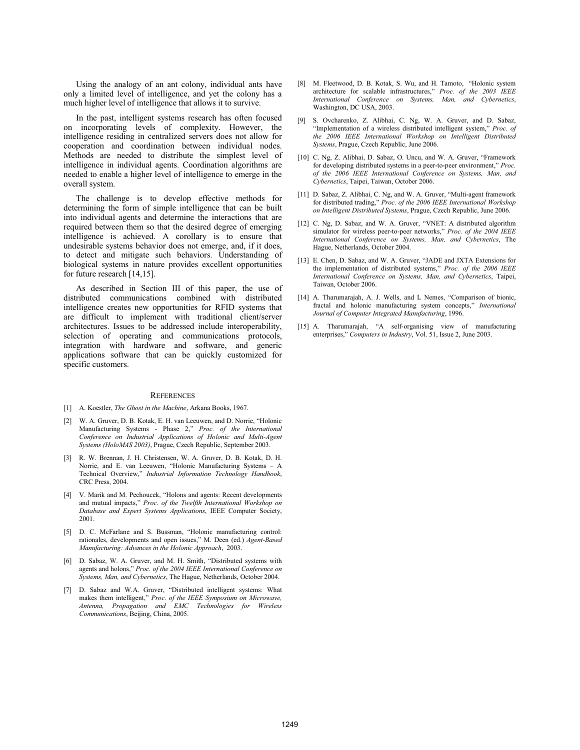Using the analogy of an ant colony, individual ants have only a limited level of intelligence, and yet the colony has a much higher level of intelligence that allows it to survive.

In the past, intelligent systems research has often focused on incorporating levels of complexity. However, the intelligence residing in centralized servers does not allow for cooperation and coordination between individual nodes. Methods are needed to distribute the simplest level of intelligence in individual agents. Coordination algorithms are needed to enable a higher level of intelligence to emerge in the overall system.

The challenge is to develop effective methods for determining the form of simple intelligence that can be built into individual agents and determine the interactions that are required between them so that the desired degree of emerging intelligence is achieved. A corollary is to ensure that undesirable systems behavior does not emerge, and, if it does, to detect and mitigate such behaviors. Understanding of biological systems in nature provides excellent opportunities for future research [14,15].

As described in Section III of this paper, the use of distributed communications combined with distributed intelligence creates new opportunities for RFID systems that are difficult to implement with traditional client/server architectures. Issues to be addressed include interoperability, selection of operating and communications protocols, integration with hardware and software, and generic applications software that can be quickly customized for specific customers.

## References

[1] A. Koestler, *The Ghost in the Machine*, Arkana Books, 1967.

[2] W. A. Gruver, D. B. Kotak, E. H. van Leeuwen, and D. Norrie, "Holonic Manufacturing Systems - Phase 2," *Proc. of the International Conference on Industrial Applications of Holonic and Multi-Agent Systems (HoloMAS 2003)*, Prague, Czech Republic, September 2003.

[3] R. W. Brennan, J. H. Christensen, W. A. Gruver, D. B. Kotak, D. H. Norrie, and E. van Leeuwen, "Holonic Manufacturing Systems – A Technical Overview," *Industrial Information Technology Handbook*, CRC Press, 2004.

[4] V. Marik and M. Pechoucek, "Holons and agents: Recent developments and mutual impacts," *Proc. of the Twelfth International Workshop on Database and Expert Systems Applications*, IEEE Computer Society, 2001.

[5] D. C. McFarlane and S. Bussman, "Holonic manufacturing control: rationales, developments and open issues," M. Deen (ed.) *Agent-Based Manufacturing: Advances in the Holonic Approach*, 2003.

[6] D. Sabaz, W. A. Gruver, and M. H. Smith, "Distributed systems with agents and holons," *Proc. of the 2004 IEEE International Conference on Systems, Man, and Cybernetics*, The Hague, Netherlands, October 2004.

[7] D. Sabaz and W.A. Gruver, "Distributed intelligent systems: What makes them intelligent," *Proc. of the IEEE Symposium on Microwave, Antenna, Propagation and EMC Technologies for Wireless Communications*, Beijing, China, 2005.

[8] M. Fleetwood, D. B. Kotak, S. Wu, and H. Tamoto, "Holonic system architecture for scalable infrastructures," *Proc. of the 2003 IEEE International Conference on Systems, Man, and Cybernetics*, Washington, DC USA, 2003.

[9] S. Ovcharenko, Z. Alibhai, C. Ng, W. A. Gruver, and D. Sabaz, "Implementation of a wireless distributed intelligent system," *Proc. of the 2006 IEEE International Workshop on Intelligent Distributed Systems*, Prague, Czech Republic, June 2006.

[10] C. Ng, Z. Alibhai, D. Sabaz, O. Uncu, and W. A. Gruver, "Framework for developing distributed systems in a peer-to-peer environment," *Proc. of the 2006 IEEE International Conference on Systems, Man, and Cybernetics*, Taipei, Taiwan, October 2006.

[11] D. Sabaz, Z. Alibhai, C. Ng, and W. A. Gruver, "Multi-agent framework for distributed trading," *Proc. of the 2006 IEEE International Workshop on Intelligent Distributed Systems*, Prague, Czech Republic, June 2006.

[12] C. Ng, D. Sabaz, and W. A. Gruver, "VNET: A distributed algorithm simulator for wireless peer-to-peer networks," *Proc. of the 2004 IEEE International Conference on Systems, Man, and Cybernetics*, The Hague, Netherlands, October 2004.

[13] E. Chen, D. Sabaz, and W. A. Gruver, "JADE and JXTA Extensions for the implementation of distributed systems," *Proc. of the 2006 IEEE International Conference on Systems, Man, and Cybernetics*, Taipei, Taiwan, October 2006.

[14] A. Tharumarajah, A. J. Wells, and L Nemes, "Comparison of bionic, fractal and holonic manufacturing system concepts," *International Journal of Computer Integrated Manufacturing*, 1996.

[15] A. Tharumarajah, "A self-organising view of manufacturing enterprises," *Computers in Industry*, Vol. 51, Issue 2, June 2003.